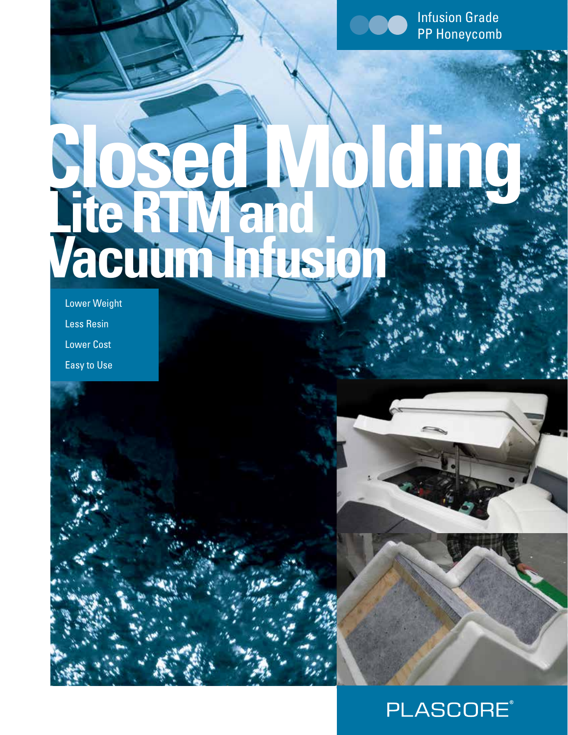Infusion Grade
PP Honeycomb

# Closed Molding

## Lite RTM and Vacuum Infusion

- Lower Weight
- Less Resin
- Lower Cost
- Easy to Use

PLASCORE®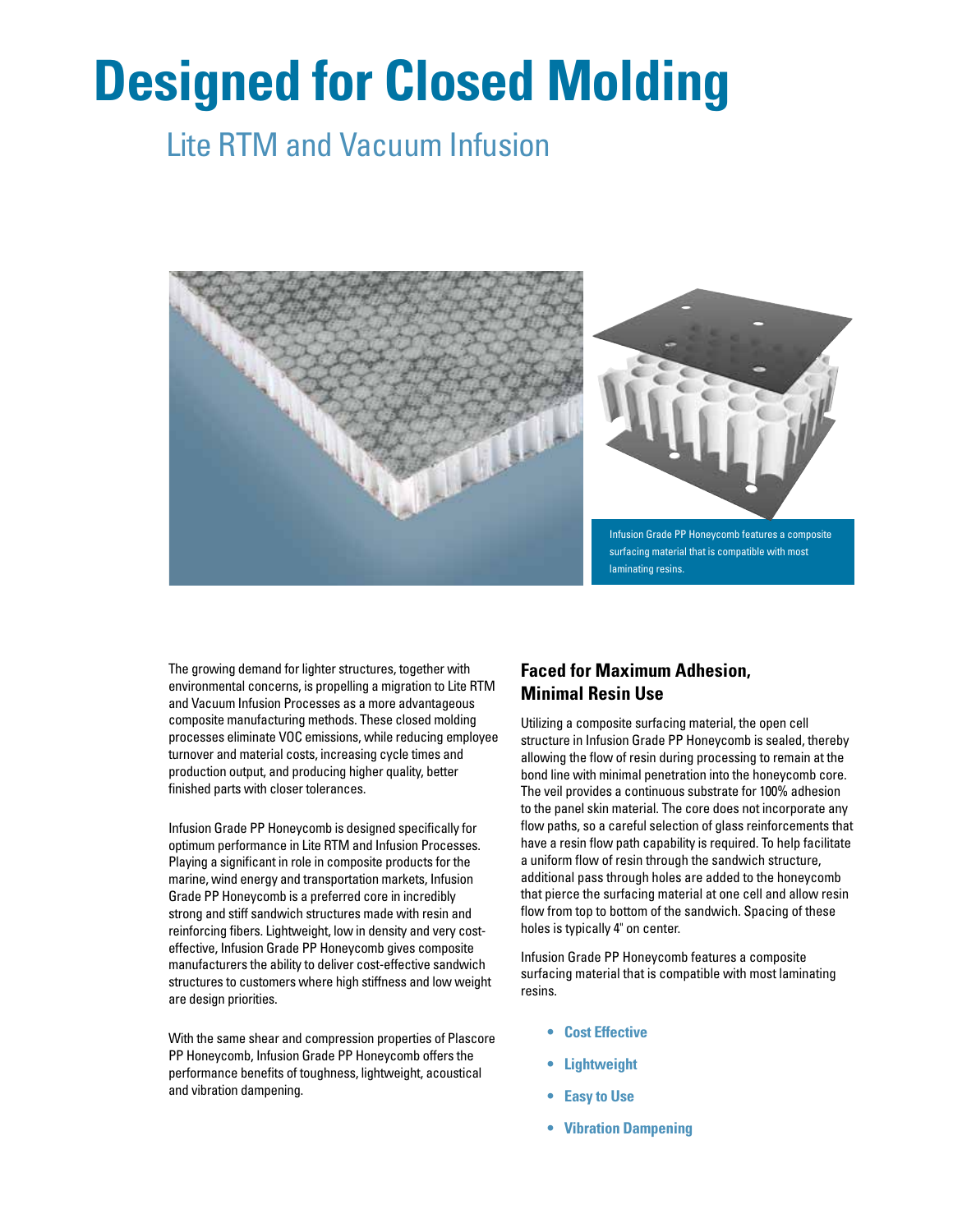# Designed for Closed Molding

## Lite RTM and Vacuum Infusion

Infusion Grade PP Honeycomb features a composite surfacing material that is compatible with most laminating resins.

The growing demand for lighter structures, together with environmental concerns, is propelling a migration to Lite RTM and Vacuum Infusion Processes as a more advantageous composite manufacturing methods. These closed molding processes eliminate VOC emissions, while reducing employee turnover and material costs, increasing cycle times and production output, and producing higher quality, better finished parts with closer tolerances.

Infusion Grade PP Honeycomb is designed specifically for optimum performance in Lite RTM and Infusion Processes. Playing a significant in role in composite products for the marine, wind energy and transportation markets, Infusion Grade PP Honeycomb is a preferred core in incredibly strong and stiff sandwich structures made with resin and reinforcing fibers. Lightweight, low in density and very cost-effective, Infusion Grade PP Honeycomb gives composite manufacturers the ability to deliver cost-effective sandwich structures to customers where high stiffness and low weight are design priorities.

With the same shear and compression properties of Plascore PP Honeycomb, Infusion Grade PP Honeycomb offers the performance benefits of toughness, lightweight, acoustical and vibration dampening.

### Faced for Maximum Adhesion, Minimal Resin Use

Utilizing a composite surfacing material, the open cell structure in Infusion Grade PP Honeycomb is sealed, thereby allowing the flow of resin during processing to remain at the bond line with minimal penetration into the honeycomb core. The veil provides a continuous substrate for 100% adhesion to the panel skin material. The core does not incorporate any flow paths, so a careful selection of glass reinforcements that have a resin flow path capability is required. To help facilitate a uniform flow of resin through the sandwich structure, additional pass through holes are added to the honeycomb that pierce the surfacing material at one cell and allow resin flow from top to bottom of the sandwich. Spacing of these holes is typically 4" on center.

Infusion Grade PP Honeycomb features a composite surfacing material that is compatible with most laminating resins.

- **Cost Effective**
- **Lightweight**
- **Easy to Use**
- **Vibration Dampening**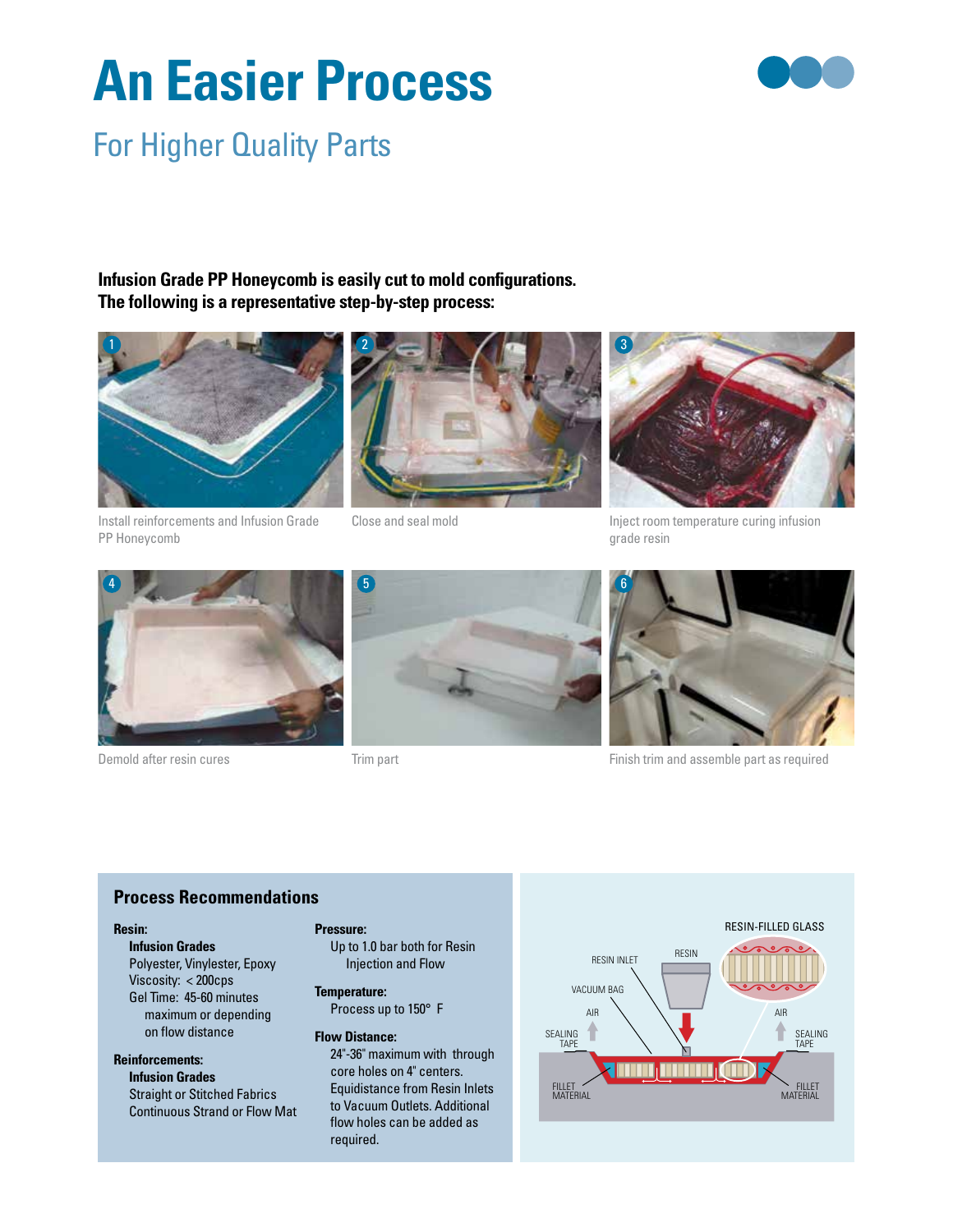# An Easier Process

## For Higher Quality Parts

**Infusion Grade PP Honeycomb is easily cut to mold configurations.**
**The following is a representative step-by-step process:**

1. Install reinforcements and Infusion Grade PP Honeycomb
2. Close and seal mold
3. Inject room temperature curing infusion grade resin
4. Demold after resin cures
5. Trim part
6. Finish trim and assemble part as required

### Process Recommendations

**Resin:**

**Infusion Grades**
Polyester, Vinylester, Epoxy
Viscosity: < 200cps
Gel Time: 45-60 minutes maximum or depending on flow distance

**Reinforcements:**

**Infusion Grades**
Straight or Stitched Fabrics
Continuous Strand or Flow Mat

**Pressure:**
Up to 1.0 bar both for Resin Injection and Flow

**Temperature:**
Process up to 150° F

**Flow Distance:**
24"-36" maximum with through core holes on 4" centers. Equidistance from Resin Inlets to Vacuum Outlets. Additional flow holes can be added as required.

RESIN-FILLED GLASS, RESIN INLET, RESIN, VACUUM BAG, AIR, AIR, SEALING TAPE, SEALING TAPE, FILLET MATERIAL, FILLET MATERIAL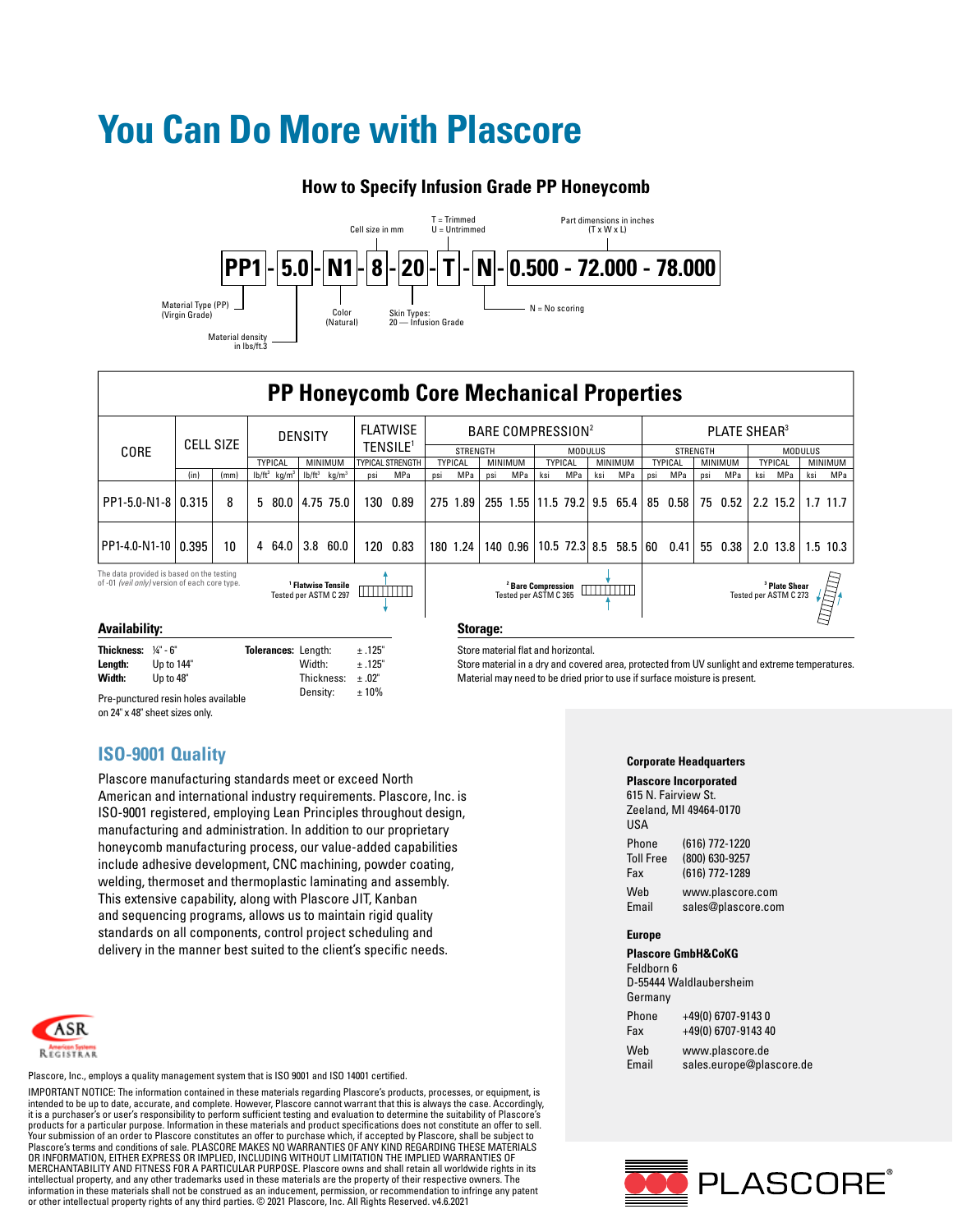# You Can Do More with Plascore

## How to Specify Infusion Grade PP Honeycomb

**PP1 - 5.0 - N1 - 8 - 20 - T - N - 0.500 - 72.000 - 78.000**

- PP1: Material Type (PP) (Virgin Grade)
- 5.0: Material density in lbs/ft.3
- N1: Color (Natural)
- 8: Cell size in mm
- 20: Skin Types: 20 — Infusion Grade
- T: T = Trimmed, U = Untrimmed
- N: N = No scoring
- 0.500 - 72.000 - 78.000: Part dimensions in inches (T x W x L)

## PP Honeycomb Core Mechanical Properties

| CORE | CELL SIZE | | DENSITY | | | | FLATWISE TENSILE[1] | | BARE COMPRESSION[2] | | | | | | | | PLATE SHEAR[3] | | | | | | | |
|---|---|---|---|---|---|---|---|---|---|---|---|---|---|---|---|---|---|---|---|---|---|---|---|---|
| | | | | | | | | | STRENGTH | | | | MODULUS | | | | STRENGTH | | | | MODULUS | | | |
| | | | TYPICAL | | MINIMUM | | TYPICAL STRENGTH | | TYPICAL | | MINIMUM | | TYPICAL | | MINIMUM | | TYPICAL | | MINIMUM | | TYPICAL | | MINIMUM | |
| | (in) | (mm) | lb/ft³ | kg/m³ | lb/ft³ | kg/m³ | psi | MPa | psi | MPa | psi | MPa | ksi | MPa | ksi | MPa | psi | MPa | psi | MPa | ksi | MPa | ksi | MPa |
| PP1-5.0-N1-8 | 0.315 | 8 | 5 | 80.0 | 4.75 | 75.0 | 130 | 0.89 | 275 | 1.89 | 255 | 1.55 | 11.5 | 79.2 | 9.5 | 65.4 | 85 | 0.58 | 75 | 0.52 | 2.2 | 15.2 | 1.7 | 11.7 |
| PP1-4.0-N1-10 | 0.395 | 10 | 4 | 64.0 | 3.8 | 60.0 | 120 | 0.83 | 180 | 1.24 | 140 | 0.96 | 10.5 | 72.3 | 8.5 | 58.5 | 60 | 0.41 | 55 | 0.38 | 2.0 | 13.8 | 1.5 | 10.3 |

The data provided is based on the testing of -01 *(veil only)* version of each core type.

[1] **Flatwise Tensile** Tested per ASTM C 297

[2] **Bare Compression** Tested per ASTM C 365

[3] **Plate Shear** Tested per ASTM C 273

### Availability:

**Thickness:** ¼" - 6"
**Length:** Up to 144"
**Width:** Up to 48"

**Tolerances:**
- Length: ± .125"
- Width: ± .125"
- Thickness: ± .02"
- Density: ± 10%

Pre-punctured resin holes available on 24" x 48" sheet sizes only.

### Storage:

Store material flat and horizontal.
Store material in a dry and covered area, protected from UV sunlight and extreme temperatures.
Material may need to be dried prior to use if surface moisture is present.

## ISO-9001 Quality

Plascore manufacturing standards meet or exceed North American and international industry requirements. Plascore, Inc. is ISO-9001 registered, employing Lean Principles throughout design, manufacturing and administration. In addition to our proprietary honeycomb manufacturing process, our value-added capabilities include adhesive development, CNC machining, powder coating, welding, thermoset and thermoplastic laminating and assembly. This extensive capability, along with Plascore JIT, Kanban and sequencing programs, allows us to maintain rigid quality standards on all components, control project scheduling and delivery in the manner best suited to the client's specific needs.

**Corporate Headquarters**

**Plascore Incorporated**
615 N. Fairview St.
Zeeland, MI 49464-0170
USA

Phone (616) 772-1220
Toll Free (800) 630-9257
Fax (616) 772-1289
Web www.plascore.com
Email sales@plascore.com

**Europe**

**Plascore GmbH&CoKG**
Feldborn 6
D-55444 Waldlaubersheim
Germany

Phone +49(0) 6707-9143 0
Fax +49(0) 6707-9143 40
Web www.plascore.de
Email sales.europe@plascore.de

Plascore, Inc., employs a quality management system that is ISO 9001 and ISO 14001 certified.

IMPORTANT NOTICE: The information contained in these materials regarding Plascore's products, processes, or equipment, is intended to be up to date, accurate, and complete. However, Plascore cannot warrant that this is always the case. Accordingly, it is a purchaser's or user's responsibility to perform sufficient testing and evaluation to determine the suitability of Plascore's products for a particular purpose. Information in these materials and product specifications does not constitute an offer to sell. Your submission of an order to Plascore constitutes an offer to purchase which, if accepted by Plascore, shall be subject to Plascore's terms and conditions of sale. PLASCORE MAKES NO WARRANTIES OF ANY KIND REGARDING THESE MATERIALS OR INFORMATION, EITHER EXPRESS OR IMPLIED, INCLUDING WITHOUT LIMITATION THE IMPLIED WARRANTIES OF MERCHANTABILITY AND FITNESS FOR A PARTICULAR PURPOSE. Plascore owns and shall retain all worldwide rights in its intellectual property, and any other trademarks used in these materials are the property of their respective owners. The information in these materials shall not be construed as an inducement, permission, or recommendation to infringe any patent or other intellectual property rights of any third parties. © 2021 Plascore, Inc. All Rights Reserved. v4.6.2021